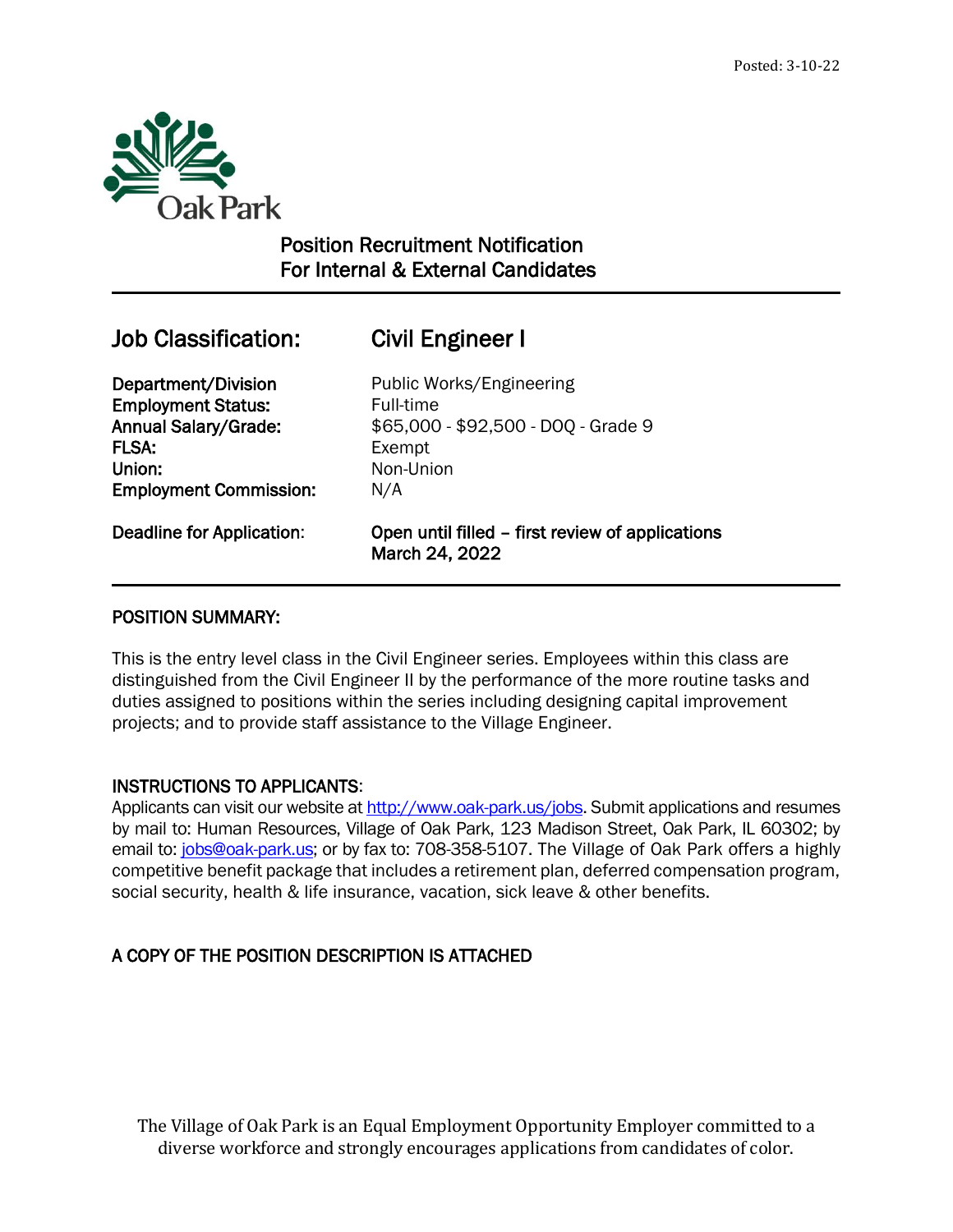Posted: 3-10-22

Oak Park

## Position Recruitment Notification
## For Internal & External Candidates

---

# Job Classification: Civil Engineer I

| | |
|---|---|
| **Department/Division** | Public Works/Engineering |
| **Employment Status:** | Full-time |
| **Annual Salary/Grade:** | $65,000 - $92,500 - DOQ - Grade 9 |
| **FLSA:** | Exempt |
| **Union:** | Non-Union |
| **Employment Commission:** | N/A |
| **Deadline for Application:** | Open until filled – first review of applications March 24, 2022 |

---

### POSITION SUMMARY:

This is the entry level class in the Civil Engineer series. Employees within this class are distinguished from the Civil Engineer II by the performance of the more routine tasks and duties assigned to positions within the series including designing capital improvement projects; and to provide staff assistance to the Village Engineer.

### INSTRUCTIONS TO APPLICANTS:

Applicants can visit our website at http://www.oak-park.us/jobs. Submit applications and resumes by mail to: Human Resources, Village of Oak Park, 123 Madison Street, Oak Park, IL 60302; by email to: jobs@oak-park.us; or by fax to: 708-358-5107. The Village of Oak Park offers a highly competitive benefit package that includes a retirement plan, deferred compensation program, social security, health & life insurance, vacation, sick leave & other benefits.

### A COPY OF THE POSITION DESCRIPTION IS ATTACHED

The Village of Oak Park is an Equal Employment Opportunity Employer committed to a diverse workforce and strongly encourages applications from candidates of color.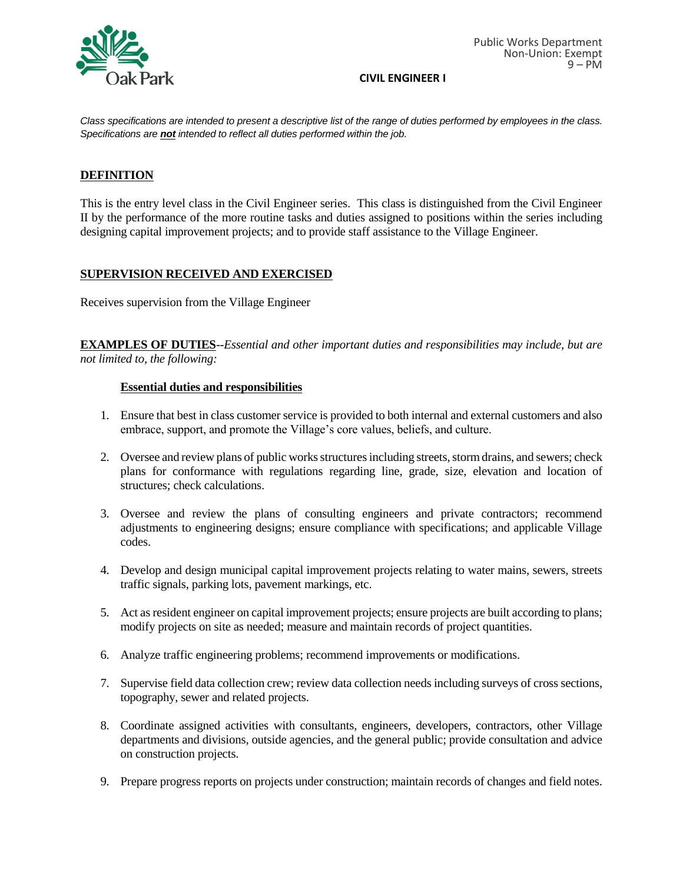CIVIL ENGINEER I

Public Works Department
Non-Union: Exempt
9 – PM

*Class specifications are intended to present a descriptive list of the range of duties performed by employees in the class. Specifications are **not** intended to reflect all duties performed within the job.*

## DEFINITION

This is the entry level class in the Civil Engineer series. This class is distinguished from the Civil Engineer II by the performance of the more routine tasks and duties assigned to positions within the series including designing capital improvement projects; and to provide staff assistance to the Village Engineer.

## SUPERVISION RECEIVED AND EXERCISED

Receives supervision from the Village Engineer

**EXAMPLES OF DUTIES**--*Essential and other important duties and responsibilities may include, but are not limited to, the following:*

### Essential duties and responsibilities

1. Ensure that best in class customer service is provided to both internal and external customers and also embrace, support, and promote the Village's core values, beliefs, and culture.

2. Oversee and review plans of public works structures including streets, storm drains, and sewers; check plans for conformance with regulations regarding line, grade, size, elevation and location of structures; check calculations.

3. Oversee and review the plans of consulting engineers and private contractors; recommend adjustments to engineering designs; ensure compliance with specifications; and applicable Village codes.

4. Develop and design municipal capital improvement projects relating to water mains, sewers, streets traffic signals, parking lots, pavement markings, etc.

5. Act as resident engineer on capital improvement projects; ensure projects are built according to plans; modify projects on site as needed; measure and maintain records of project quantities.

6. Analyze traffic engineering problems; recommend improvements or modifications.

7. Supervise field data collection crew; review data collection needs including surveys of cross sections, topography, sewer and related projects.

8. Coordinate assigned activities with consultants, engineers, developers, contractors, other Village departments and divisions, outside agencies, and the general public; provide consultation and advice on construction projects.

9. Prepare progress reports on projects under construction; maintain records of changes and field notes.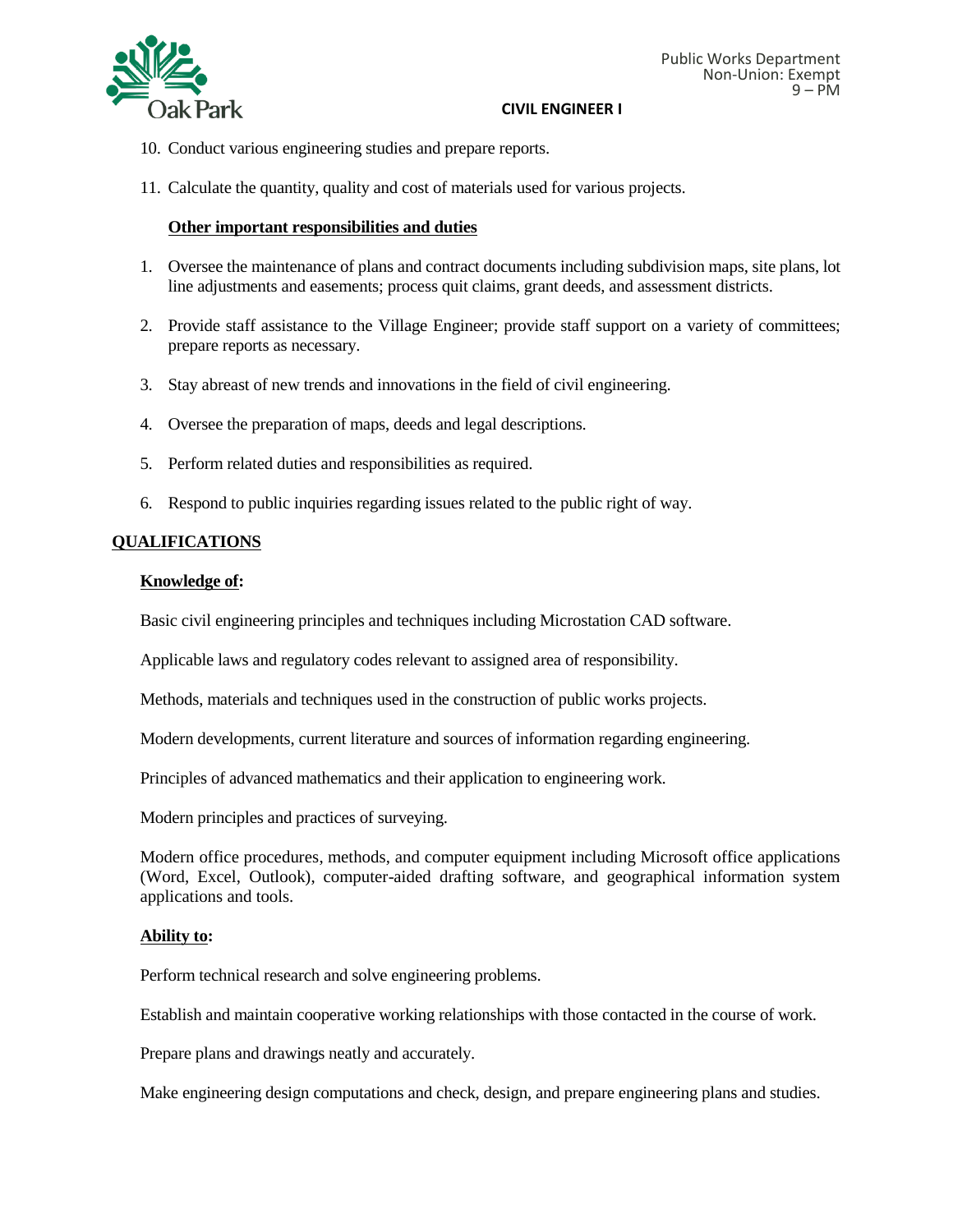10. Conduct various engineering studies and prepare reports.

11. Calculate the quantity, quality and cost of materials used for various projects.

**Other important responsibilities and duties**

1. Oversee the maintenance of plans and contract documents including subdivision maps, site plans, lot line adjustments and easements; process quit claims, grant deeds, and assessment districts.

2. Provide staff assistance to the Village Engineer; provide staff support on a variety of committees; prepare reports as necessary.

3. Stay abreast of new trends and innovations in the field of civil engineering.

4. Oversee the preparation of maps, deeds and legal descriptions.

5. Perform related duties and responsibilities as required.

6. Respond to public inquiries regarding issues related to the public right of way.

## QUALIFICATIONS

**Knowledge of:**

Basic civil engineering principles and techniques including Microstation CAD software.

Applicable laws and regulatory codes relevant to assigned area of responsibility.

Methods, materials and techniques used in the construction of public works projects.

Modern developments, current literature and sources of information regarding engineering.

Principles of advanced mathematics and their application to engineering work.

Modern principles and practices of surveying.

Modern office procedures, methods, and computer equipment including Microsoft office applications (Word, Excel, Outlook), computer-aided drafting software, and geographical information system applications and tools.

**Ability to:**

Perform technical research and solve engineering problems.

Establish and maintain cooperative working relationships with those contacted in the course of work.

Prepare plans and drawings neatly and accurately.

Make engineering design computations and check, design, and prepare engineering plans and studies.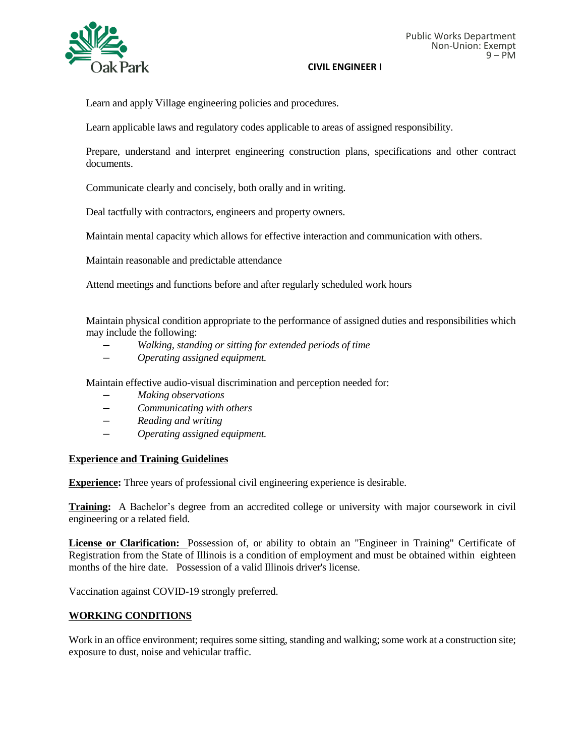Learn and apply Village engineering policies and procedures.

Learn applicable laws and regulatory codes applicable to areas of assigned responsibility.

Prepare, understand and interpret engineering construction plans, specifications and other contract documents.

Communicate clearly and concisely, both orally and in writing.

Deal tactfully with contractors, engineers and property owners.

Maintain mental capacity which allows for effective interaction and communication with others.

Maintain reasonable and predictable attendance

Attend meetings and functions before and after regularly scheduled work hours

Maintain physical condition appropriate to the performance of assigned duties and responsibilities which may include the following:

- *Walking, standing or sitting for extended periods of time*
- *Operating assigned equipment.*

Maintain effective audio-visual discrimination and perception needed for:

- *Making observations*
- *Communicating with others*
- *Reading and writing*
- *Operating assigned equipment.*

## Experience and Training Guidelines

**Experience:** Three years of professional civil engineering experience is desirable.

**Training:** A Bachelor's degree from an accredited college or university with major coursework in civil engineering or a related field.

**License or Clarification:** Possession of, or ability to obtain an "Engineer in Training" Certificate of Registration from the State of Illinois is a condition of employment and must be obtained within eighteen months of the hire date. Possession of a valid Illinois driver's license.

Vaccination against COVID-19 strongly preferred.

## WORKING CONDITIONS

Work in an office environment; requires some sitting, standing and walking; some work at a construction site; exposure to dust, noise and vehicular traffic.